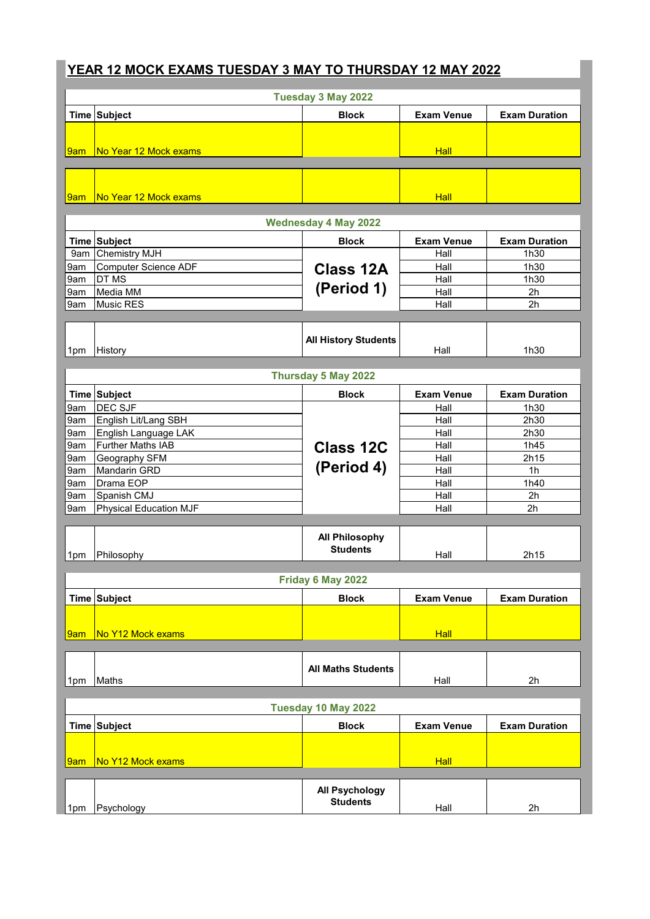# YEAR 12 MOCK EXAMS TUESDAY 3 MAY TO THURSDAY 12 MAY 2022

## Tuesday 3 May 2022

| Time | Subject | Block | Exam Venue | Exam Duration |
|---|---|---|---|---|
| 9am | No Year 12 Mock exams | | Hall | |
| 9am | No Year 12 Mock exams | | Hall | |

## Wednesday 4 May 2022

| Time | Subject | Block | Exam Venue | Exam Duration |
|---|---|---|---|---|
| 9am | Chemistry MJH | Class 12A (Period 1) | Hall | 1h30 |
| 9am | Computer Science ADF | | Hall | 1h30 |
| 9am | DT MS | | Hall | 1h30 |
| 9am | Media MM | | Hall | 2h |
| 9am | Music RES | | Hall | 2h |
| 1pm | History | All History Students | Hall | 1h30 |

## Thursday 5 May 2022

| Time | Subject | Block | Exam Venue | Exam Duration |
|---|---|---|---|---|
| 9am | DEC SJF | Class 12C (Period 4) | Hall | 1h30 |
| 9am | English Lit/Lang SBH | | Hall | 2h30 |
| 9am | English Language LAK | | Hall | 2h30 |
| 9am | Further Maths IAB | | Hall | 1h45 |
| 9am | Geography SFM | | Hall | 2h15 |
| 9am | Mandarin GRD | | Hall | 1h |
| 9am | Drama EOP | | Hall | 1h40 |
| 9am | Spanish CMJ | | Hall | 2h |
| 9am | Physical Education MJF | | Hall | 2h |
| 1pm | Philosophy | All Philosophy Students | Hall | 2h15 |

## Friday 6 May 2022

| Time | Subject | Block | Exam Venue | Exam Duration |
|---|---|---|---|---|
| 9am | No Y12 Mock exams | | Hall | |
| 1pm | Maths | All Maths Students | Hall | 2h |

## Tuesday 10 May 2022

| Time | Subject | Block | Exam Venue | Exam Duration |
|---|---|---|---|---|
| 9am | No Y12 Mock exams | | Hall | |
| 1pm | Psychology | All Psychology Students | Hall | 2h |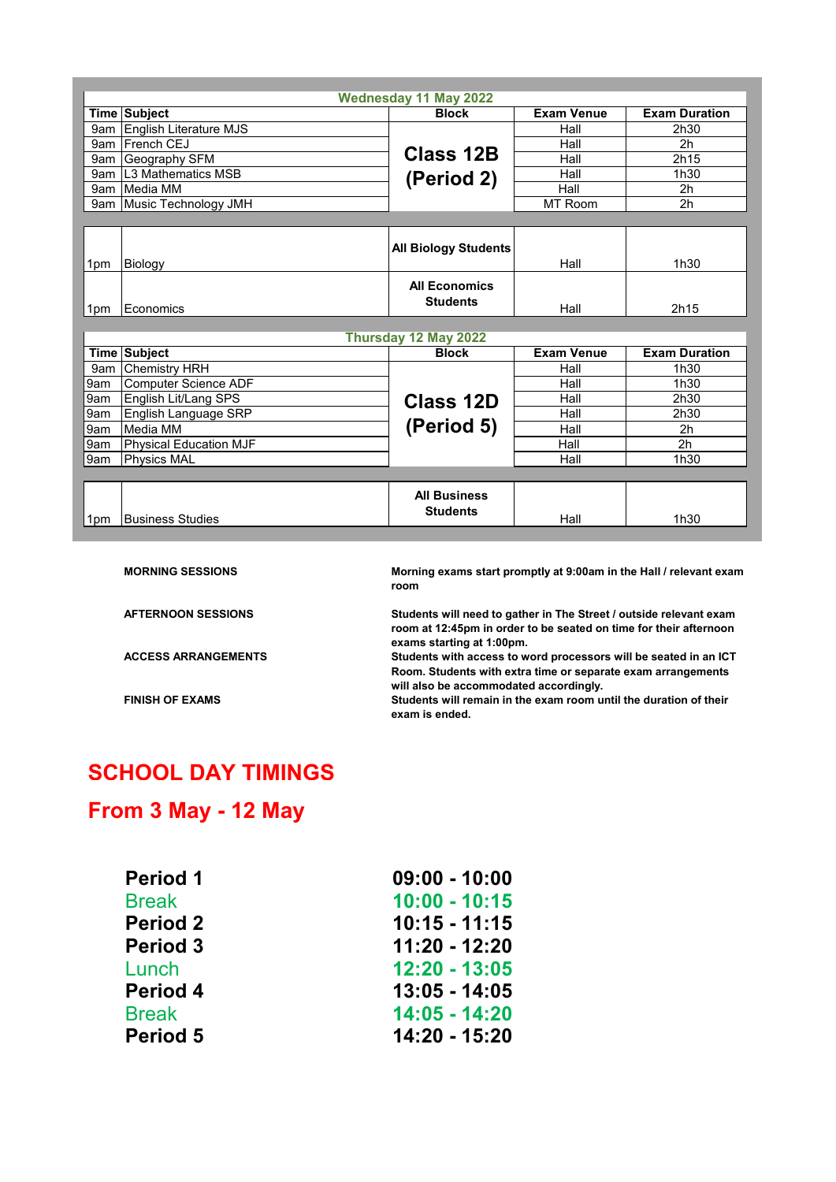| | | | | |
|---|---|---|---|---|
| **Wednesday 11 May 2022** | | | | |
| **Time** | **Subject** | **Block** | **Exam Venue** | **Exam Duration** |
| 9am | English Literature MJS | **Class 12B (Period 2)** | Hall | 2h30 |
| 9am | French CEJ | | Hall | 2h |
| 9am | Geography SFM | | Hall | 2h15 |
| 9am | L3 Mathematics MSB | | Hall | 1h30 |
| 9am | Media MM | | Hall | 2h |
| 9am | Music Technology JMH | | MT Room | 2h |
| 1pm | Biology | **All Biology Students** | Hall | 1h30 |
| 1pm | Economics | **All Economics Students** | Hall | 2h15 |

| | | | | |
|---|---|---|---|---|
| **Thursday 12 May 2022** | | | | |
| **Time** | **Subject** | **Block** | **Exam Venue** | **Exam Duration** |
| 9am | Chemistry HRH | **Class 12D (Period 5)** | Hall | 1h30 |
| 9am | Computer Science ADF | | Hall | 1h30 |
| 9am | English Lit/Lang SPS | | Hall | 2h30 |
| 9am | English Language SRP | | Hall | 2h30 |
| 9am | Media MM | | Hall | 2h |
| 9am | Physical Education MJF | | Hall | 2h |
| 9am | Physics MAL | | Hall | 1h30 |
| 1pm | Business Studies | **All Business Students** | Hall | 1h30 |

| | |
|---|---|
| **MORNING SESSIONS** | **Morning exams start promptly at 9:00am in the Hall / relevant exam room** |
| **AFTERNOON SESSIONS** | **Students will need to gather in The Street / outside relevant exam room at 12:45pm in order to be seated on time for their afternoon exams starting at 1:00pm.** |
| **ACCESS ARRANGEMENTS** | **Students with access to word processors will be seated in an ICT Room. Students with extra time or separate exam arrangements will also be accommodated accordingly.** |
| **FINISH OF EXAMS** | **Students will remain in the exam room until the duration of their exam is ended.** |

## SCHOOL DAY TIMINGS

## From 3 May - 12 May

| | |
|---|---|
| **Period 1** | **09:00 - 10:00** |
| Break | **10:00 - 10:15** |
| **Period 2** | **10:15 - 11:15** |
| **Period 3** | **11:20 - 12:20** |
| Lunch | **12:20 - 13:05** |
| **Period 4** | **13:05 - 14:05** |
| Break | **14:05 - 14:20** |
| **Period 5** | **14:20 - 15:20** |